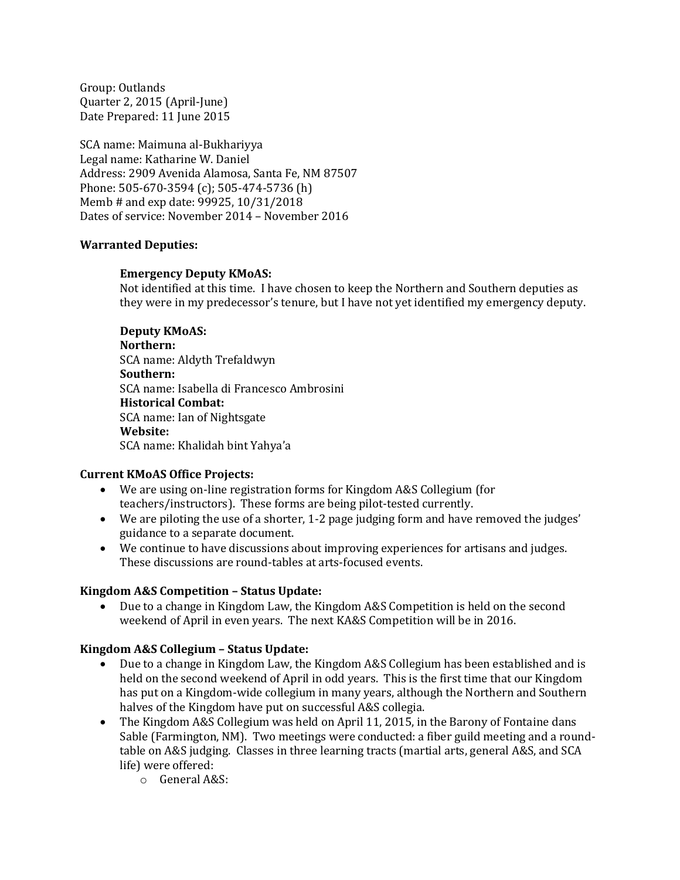Group: Outlands
Quarter 2, 2015 (April-June)
Date Prepared: 11 June 2015

SCA name: Maimuna al-Bukhariyya
Legal name: Katharine W. Daniel
Address: 2909 Avenida Alamosa, Santa Fe, NM 87507
Phone: 505-670-3594 (c); 505-474-5736 (h)
Memb # and exp date: 99925, 10/31/2018
Dates of service: November 2014 – November 2016

**Warranted Deputies:**

**Emergency Deputy KMoAS:**
Not identified at this time. I have chosen to keep the Northern and Southern deputies as they were in my predecessor's tenure, but I have not yet identified my emergency deputy.

**Deputy KMoAS:**
**Northern:**
SCA name: Aldyth Trefaldwyn
**Southern:**
SCA name: Isabella di Francesco Ambrosini
**Historical Combat:**
SCA name: Ian of Nightsgate
**Website:**
SCA name: Khalidah bint Yahya'a

**Current KMoAS Office Projects:**

- We are using on-line registration forms for Kingdom A&S Collegium (for teachers/instructors). These forms are being pilot-tested currently.
- We are piloting the use of a shorter, 1-2 page judging form and have removed the judges' guidance to a separate document.
- We continue to have discussions about improving experiences for artisans and judges. These discussions are round-tables at arts-focused events.

**Kingdom A&S Competition – Status Update:**

- Due to a change in Kingdom Law, the Kingdom A&S Competition is held on the second weekend of April in even years. The next KA&S Competition will be in 2016.

**Kingdom A&S Collegium – Status Update:**

- Due to a change in Kingdom Law, the Kingdom A&S Collegium has been established and is held on the second weekend of April in odd years. This is the first time that our Kingdom has put on a Kingdom-wide collegium in many years, although the Northern and Southern halves of the Kingdom have put on successful A&S collegia.
- The Kingdom A&S Collegium was held on April 11, 2015, in the Barony of Fontaine dans Sable (Farmington, NM). Two meetings were conducted: a fiber guild meeting and a round-table on A&S judging. Classes in three learning tracts (martial arts, general A&S, and SCA life) were offered:
  - General A&S: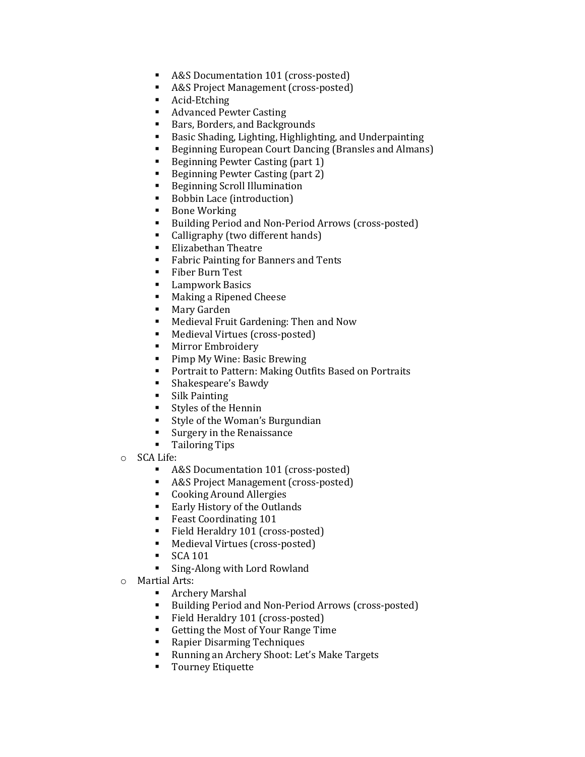- A&S Documentation 101 (cross-posted)
    - A&S Project Management (cross-posted)
    - Acid-Etching
    - Advanced Pewter Casting
    - Bars, Borders, and Backgrounds
    - Basic Shading, Lighting, Highlighting, and Underpainting
    - Beginning European Court Dancing (Bransles and Almans)
    - Beginning Pewter Casting (part 1)
    - Beginning Pewter Casting (part 2)
    - Beginning Scroll Illumination
    - Bobbin Lace (introduction)
    - Bone Working
    - Building Period and Non-Period Arrows (cross-posted)
    - Calligraphy (two different hands)
    - Elizabethan Theatre
    - Fabric Painting for Banners and Tents
    - Fiber Burn Test
    - Lampwork Basics
    - Making a Ripened Cheese
    - Mary Garden
    - Medieval Fruit Gardening: Then and Now
    - Medieval Virtues (cross-posted)
    - Mirror Embroidery
    - Pimp My Wine: Basic Brewing
    - Portrait to Pattern: Making Outfits Based on Portraits
    - Shakespeare's Bawdy
    - Silk Painting
    - Styles of the Hennin
    - Style of the Woman's Burgundian
    - Surgery in the Renaissance
    - Tailoring Tips
  - SCA Life:
    - A&S Documentation 101 (cross-posted)
    - A&S Project Management (cross-posted)
    - Cooking Around Allergies
    - Early History of the Outlands
    - Feast Coordinating 101
    - Field Heraldry 101 (cross-posted)
    - Medieval Virtues (cross-posted)
    - SCA 101
    - Sing-Along with Lord Rowland
  - Martial Arts:
    - Archery Marshal
    - Building Period and Non-Period Arrows (cross-posted)
    - Field Heraldry 101 (cross-posted)
    - Getting the Most of Your Range Time
    - Rapier Disarming Techniques
    - Running an Archery Shoot: Let's Make Targets
    - Tourney Etiquette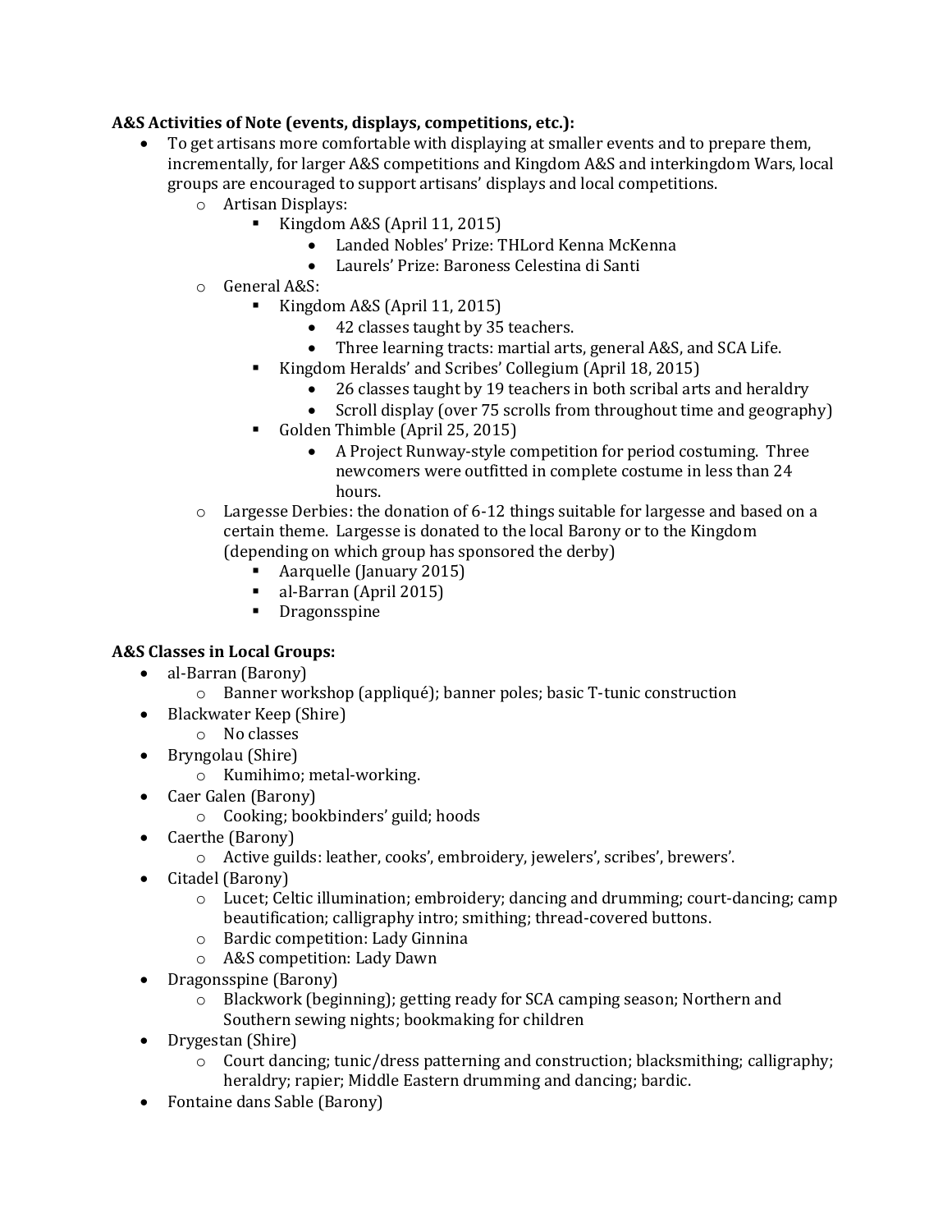**A&S Activities of Note (events, displays, competitions, etc.):**

- To get artisans more comfortable with displaying at smaller events and to prepare them, incrementally, for larger A&S competitions and Kingdom A&S and interkingdom Wars, local groups are encouraged to support artisans' displays and local competitions.
  - Artisan Displays:
    - Kingdom A&S (April 11, 2015)
      - Landed Nobles' Prize: THLord Kenna McKenna
      - Laurels' Prize: Baroness Celestina di Santi
  - General A&S:
    - Kingdom A&S (April 11, 2015)
      - 42 classes taught by 35 teachers.
      - Three learning tracts: martial arts, general A&S, and SCA Life.
    - Kingdom Heralds' and Scribes' Collegium (April 18, 2015)
      - 26 classes taught by 19 teachers in both scribal arts and heraldry
      - Scroll display (over 75 scrolls from throughout time and geography)
    - Golden Thimble (April 25, 2015)
      - A Project Runway-style competition for period costuming. Three newcomers were outfitted in complete costume in less than 24 hours.
  - Largesse Derbies: the donation of 6-12 things suitable for largesse and based on a certain theme. Largesse is donated to the local Barony or to the Kingdom (depending on which group has sponsored the derby)
    - Aarquelle (January 2015)
    - al-Barran (April 2015)
    - Dragonsspine

**A&S Classes in Local Groups:**

- al-Barran (Barony)
  - Banner workshop (appliqué); banner poles; basic T-tunic construction
- Blackwater Keep (Shire)
  - No classes
- Bryngolau (Shire)
  - Kumihimo; metal-working.
- Caer Galen (Barony)
  - Cooking; bookbinders' guild; hoods
- Caerthe (Barony)
  - Active guilds: leather, cooks', embroidery, jewelers', scribes', brewers'.
- Citadel (Barony)
  - Lucet; Celtic illumination; embroidery; dancing and drumming; court-dancing; camp beautification; calligraphy intro; smithing; thread-covered buttons.
  - Bardic competition: Lady Ginnina
  - A&S competition: Lady Dawn
- Dragonsspine (Barony)
  - Blackwork (beginning); getting ready for SCA camping season; Northern and Southern sewing nights; bookmaking for children
- Drygestan (Shire)
  - Court dancing; tunic/dress patterning and construction; blacksmithing; calligraphy; heraldry; rapier; Middle Eastern drumming and dancing; bardic.
- Fontaine dans Sable (Barony)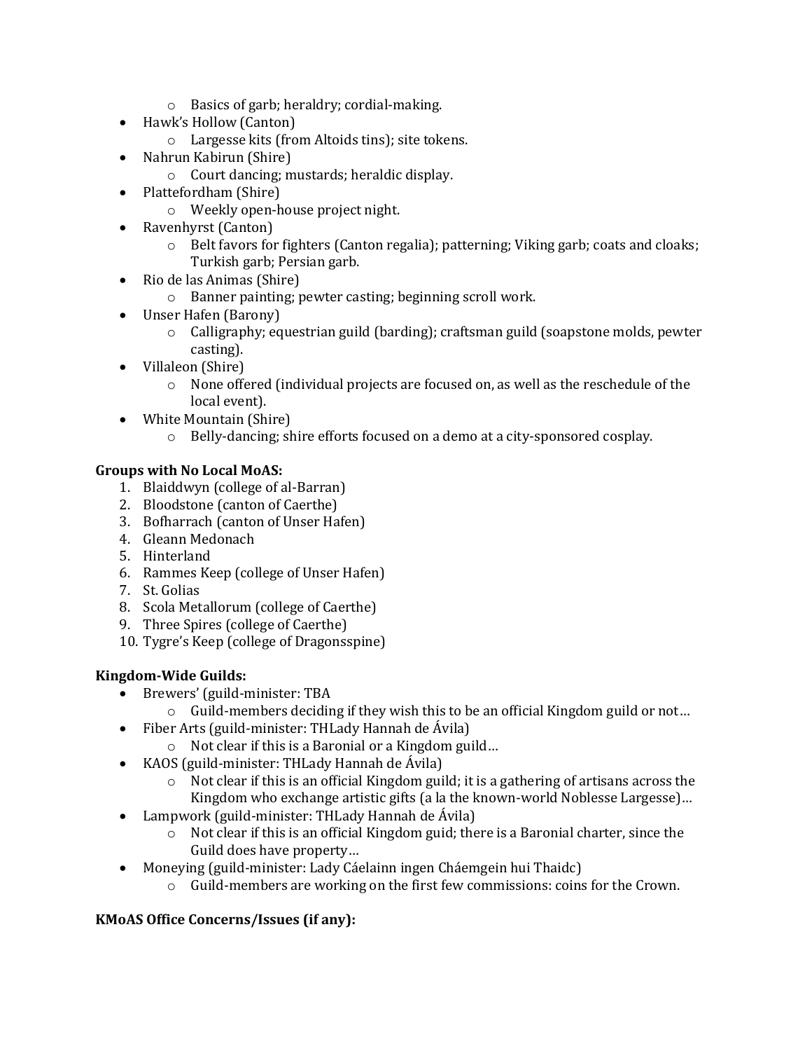- Basics of garb; heraldry; cordial-making.
- Hawk's Hollow (Canton)
  - Largesse kits (from Altoids tins); site tokens.
- Nahrun Kabirun (Shire)
  - Court dancing; mustards; heraldic display.
- Plattefordham (Shire)
  - Weekly open-house project night.
- Ravenhyrst (Canton)
  - Belt favors for fighters (Canton regalia); patterning; Viking garb; coats and cloaks; Turkish garb; Persian garb.
- Rio de las Animas (Shire)
  - Banner painting; pewter casting; beginning scroll work.
- Unser Hafen (Barony)
  - Calligraphy; equestrian guild (barding); craftsman guild (soapstone molds, pewter casting).
- Villaleon (Shire)
  - None offered (individual projects are focused on, as well as the reschedule of the local event).
- White Mountain (Shire)
  - Belly-dancing; shire efforts focused on a demo at a city-sponsored cosplay.

**Groups with No Local MoAS:**

1. Blaiddwyn (college of al-Barran)
2. Bloodstone (canton of Caerthe)
3. Bofharrach (canton of Unser Hafen)
4. Gleann Medonach
5. Hinterland
6. Rammes Keep (college of Unser Hafen)
7. St. Golias
8. Scola Metallorum (college of Caerthe)
9. Three Spires (college of Caerthe)
10. Tygre's Keep (college of Dragonsspine)

**Kingdom-Wide Guilds:**

- Brewers' (guild-minister: TBA
  - Guild-members deciding if they wish this to be an official Kingdom guild or not…
- Fiber Arts (guild-minister: THLady Hannah de Ávila)
  - Not clear if this is a Baronial or a Kingdom guild…
- KAOS (guild-minister: THLady Hannah de Ávila)
  - Not clear if this is an official Kingdom guild; it is a gathering of artisans across the Kingdom who exchange artistic gifts (a la the known-world Noblesse Largesse)…
- Lampwork (guild-minister: THLady Hannah de Ávila)
  - Not clear if this is an official Kingdom guid; there is a Baronial charter, since the Guild does have property…
- Moneying (guild-minister: Lady Cáelainn ingen Cháemgein hui Thaidc)
  - Guild-members are working on the first few commissions: coins for the Crown.

**KMoAS Office Concerns/Issues (if any):**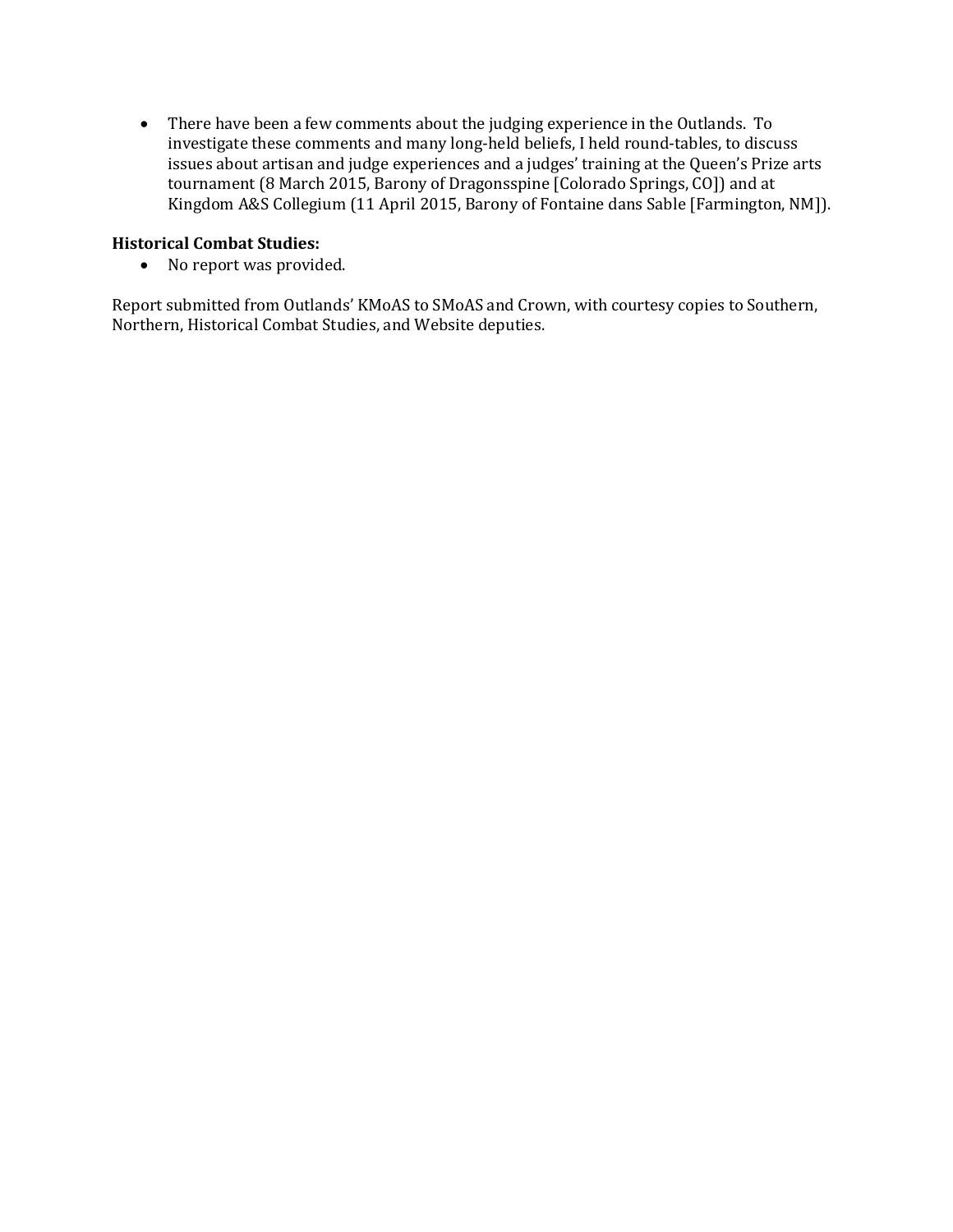- There have been a few comments about the judging experience in the Outlands. To investigate these comments and many long-held beliefs, I held round-tables, to discuss issues about artisan and judge experiences and a judges' training at the Queen's Prize arts tournament (8 March 2015, Barony of Dragonsspine [Colorado Springs, CO]) and at Kingdom A&S Collegium (11 April 2015, Barony of Fontaine dans Sable [Farmington, NM]).

**Historical Combat Studies:**

- No report was provided.

Report submitted from Outlands' KMoAS to SMoAS and Crown, with courtesy copies to Southern, Northern, Historical Combat Studies, and Website deputies.